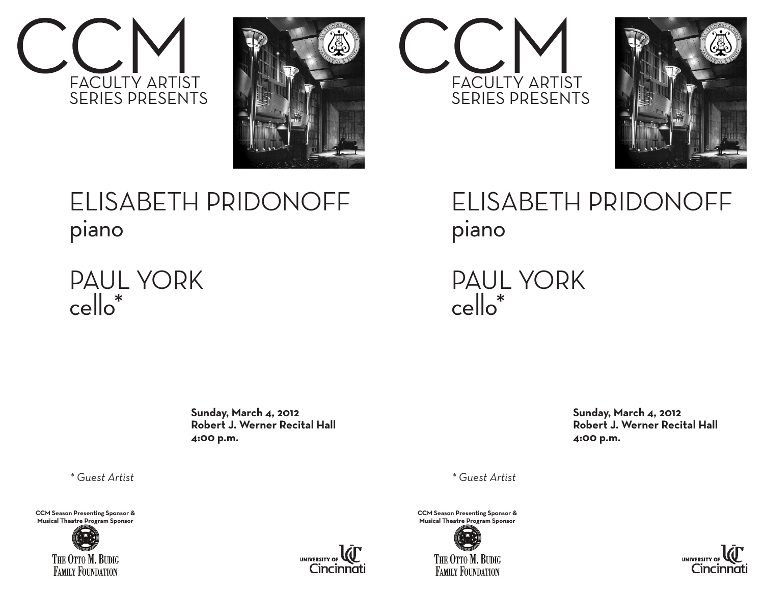# CCM

FACULTY ARTIST SERIES PRESENTS

## ELISABETH PRIDONOFF
piano

## PAUL YORK
cello*

**Sunday, March 4, 2012**
**Robert J. Werner Recital Hall**
**4:00 p.m.**

*\* Guest Artist*

**CCM Season Presenting Sponsor & Musical Theatre Program Sponsor**

THE OTTO M. BUDIG FAMILY FOUNDATION

UNIVERSITY OF Cincinnati

# CCM

FACULTY ARTIST SERIES PRESENTS

## ELISABETH PRIDONOFF
piano

## PAUL YORK
cello*

**Sunday, March 4, 2012**
**Robert J. Werner Recital Hall**
**4:00 p.m.**

*\* Guest Artist*

**CCM Season Presenting Sponsor & Musical Theatre Program Sponsor**

THE OTTO M. BUDIG FAMILY FOUNDATION

UNIVERSITY OF Cincinnati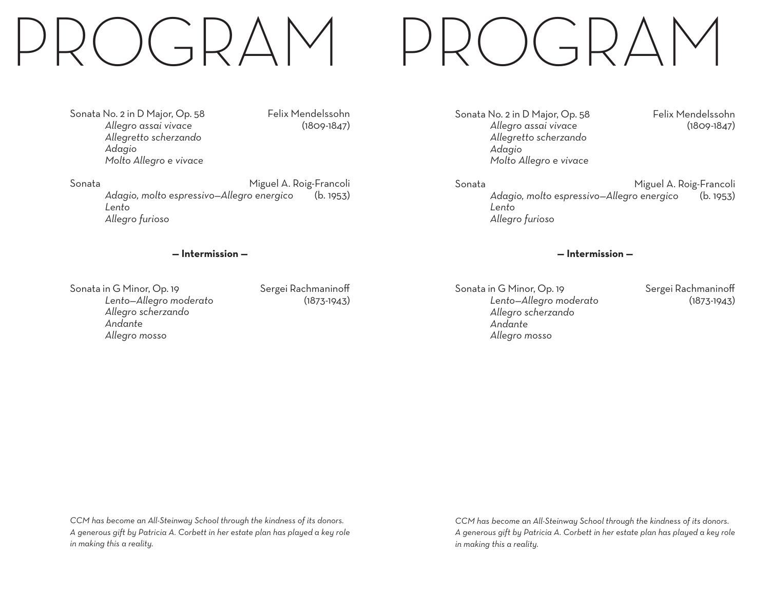# PROGRAM

Sonata No. 2 in D Major, Op. 58 — Felix Mendelssohn (1809-1847)

*Allegro assai vivace*
*Allegretto scherzando*
*Adagio*
*Molto Allegro e vivace*

Sonata — Miguel A. Roig-Francoli (b. 1953)

*Adagio, molto espressivo—Allegro energico*
*Lento*
*Allegro furioso*

**— Intermission —**

Sonata in G Minor, Op. 19 — Sergei Rachmaninoff (1873-1943)

*Lento—Allegro moderato*
*Allegro scherzando*
*Andante*
*Allegro mosso*

*CCM has become an All-Steinway School through the kindness of its donors. A generous gift by Patricia A. Corbett in her estate plan has played a key role in making this a reality.*

# PROGRAM

Sonata No. 2 in D Major, Op. 58 — Felix Mendelssohn (1809-1847)

*Allegro assai vivace*
*Allegretto scherzando*
*Adagio*
*Molto Allegro e vivace*

Sonata — Miguel A. Roig-Francoli (b. 1953)

*Adagio, molto espressivo—Allegro energico*
*Lento*
*Allegro furioso*

**— Intermission —**

Sonata in G Minor, Op. 19 — Sergei Rachmaninoff (1873-1943)

*Lento—Allegro moderato*
*Allegro scherzando*
*Andante*
*Allegro mosso*

*CCM has become an All-Steinway School through the kindness of its donors. A generous gift by Patricia A. Corbett in her estate plan has played a key role in making this a reality.*